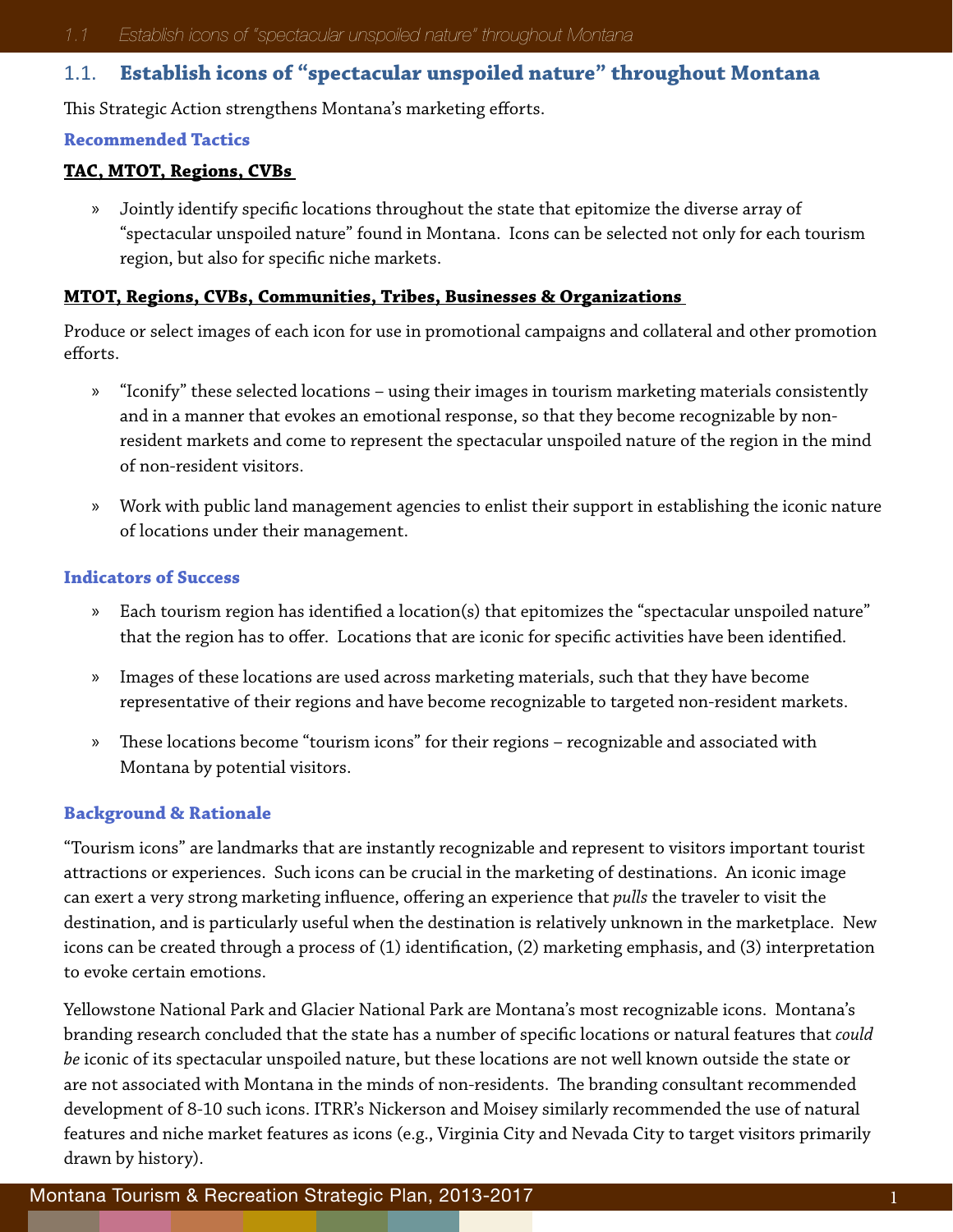## 1.1. Establish icons of "spectacular unspoiled nature" throughout Montana

This Strategic Action strengthens Montana's marketing efforts.

### Recommended Tactics

**TAC, MTOT, Regions, CVBs**

- Jointly identify specific locations throughout the state that epitomize the diverse array of "spectacular unspoiled nature" found in Montana. Icons can be selected not only for each tourism region, but also for specific niche markets.

**MTOT, Regions, CVBs, Communities, Tribes, Businesses & Organizations**

Produce or select images of each icon for use in promotional campaigns and collateral and other promotion efforts.

- "Iconify" these selected locations – using their images in tourism marketing materials consistently and in a manner that evokes an emotional response, so that they become recognizable by non-resident markets and come to represent the spectacular unspoiled nature of the region in the mind of non-resident visitors.
- Work with public land management agencies to enlist their support in establishing the iconic nature of locations under their management.

### Indicators of Success

- Each tourism region has identified a location(s) that epitomizes the "spectacular unspoiled nature" that the region has to offer. Locations that are iconic for specific activities have been identified.
- Images of these locations are used across marketing materials, such that they have become representative of their regions and have become recognizable to targeted non-resident markets.
- These locations become "tourism icons" for their regions – recognizable and associated with Montana by potential visitors.

### Background & Rationale

"Tourism icons" are landmarks that are instantly recognizable and represent to visitors important tourist attractions or experiences. Such icons can be crucial in the marketing of destinations. An iconic image can exert a very strong marketing influence, offering an experience that *pulls* the traveler to visit the destination, and is particularly useful when the destination is relatively unknown in the marketplace. New icons can be created through a process of (1) identification, (2) marketing emphasis, and (3) interpretation to evoke certain emotions.

Yellowstone National Park and Glacier National Park are Montana's most recognizable icons. Montana's branding research concluded that the state has a number of specific locations or natural features that *could be* iconic of its spectacular unspoiled nature, but these locations are not well known outside the state or are not associated with Montana in the minds of non-residents. The branding consultant recommended development of 8-10 such icons. ITRR's Nickerson and Moisey similarly recommended the use of natural features and niche market features as icons (e.g., Virginia City and Nevada City to target visitors primarily drawn by history).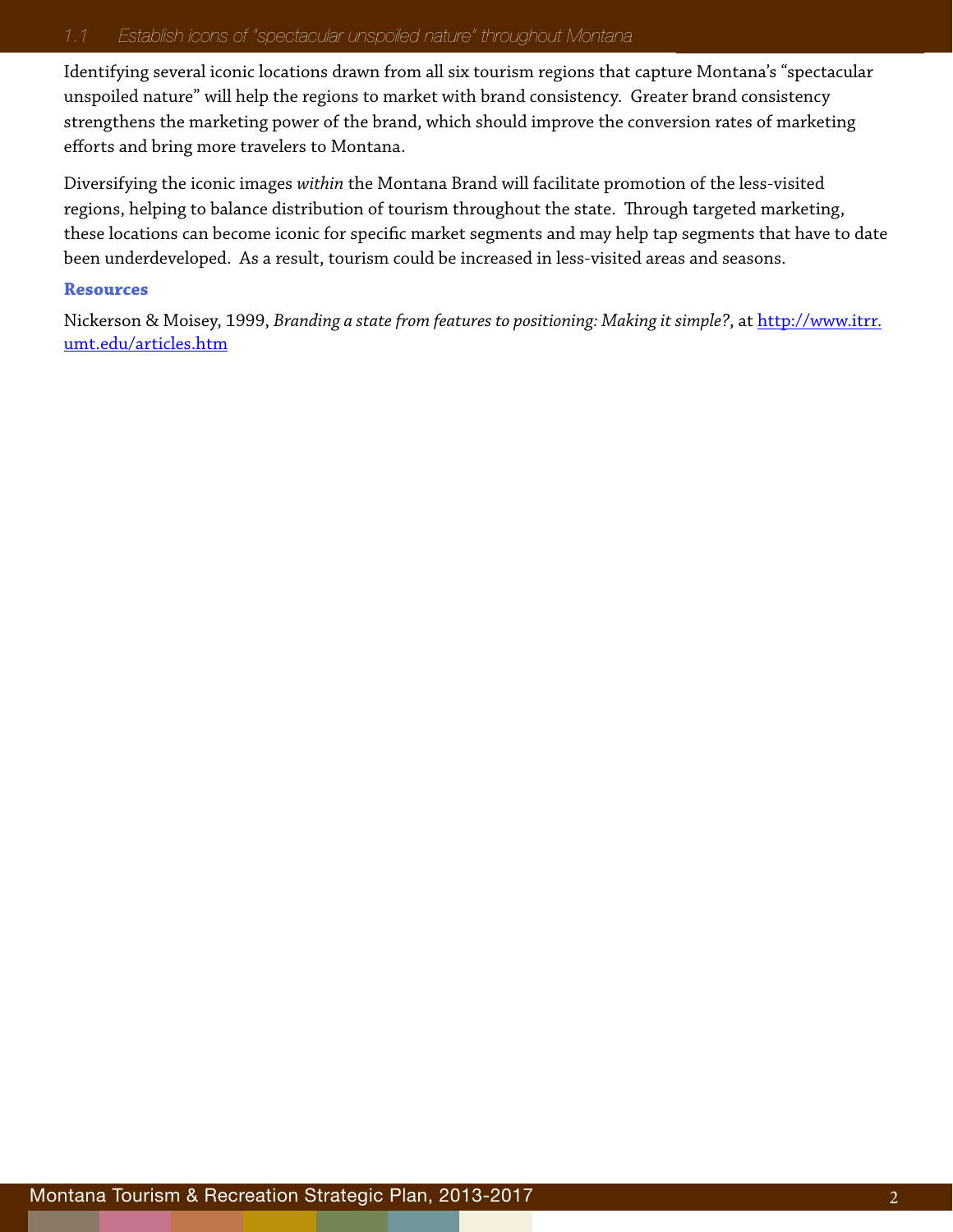## 1.1 Establish icons of "spectacular unspoiled nature" throughout Montana

Identifying several iconic locations drawn from all six tourism regions that capture Montana's "spectacular unspoiled nature" will help the regions to market with brand consistency. Greater brand consistency strengthens the marketing power of the brand, which should improve the conversion rates of marketing efforts and bring more travelers to Montana.

Diversifying the iconic images *within* the Montana Brand will facilitate promotion of the less-visited regions, helping to balance distribution of tourism throughout the state. Through targeted marketing, these locations can become iconic for specific market segments and may help tap segments that have to date been underdeveloped. As a result, tourism could be increased in less-visited areas and seasons.

**Resources**

Nickerson & Moisey, 1999, *Branding a state from features to positioning: Making it simple?*, at http://www.itrr.umt.edu/articles.htm